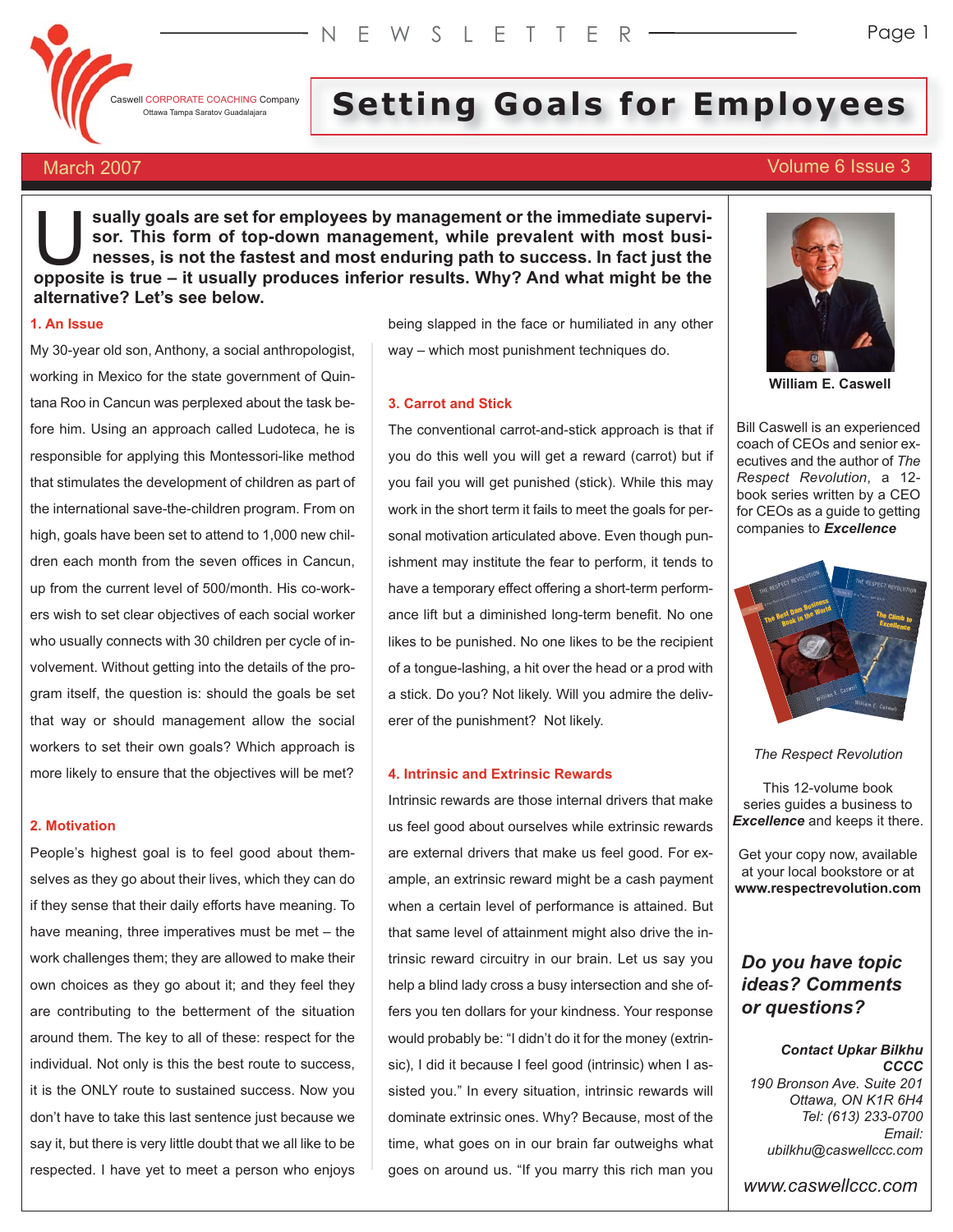Caswell CORPORATE COACHING Company
Ottawa Tampa Saratov Guadalajara

# Setting Goals for Employees

March 2007

**Usually goals are set for employees by management or the immediate supervisor. This form of top-down management, while prevalent with most businesses, is not the fastest and most enduring path to success. In fact just the opposite is true – it usually produces inferior results. Why? And what might be the alternative? Let's see below.**

### 1. An Issue

My 30-year old son, Anthony, a social anthropologist, working in Mexico for the state government of Quintana Roo in Cancun was perplexed about the task before him. Using an approach called Ludoteca, he is responsible for applying this Montessori-like method that stimulates the development of children as part of the international save-the-children program. From on high, goals have been set to attend to 1,000 new children each month from the seven offices in Cancun, up from the current level of 500/month. His co-workers wish to set clear objectives of each social worker who usually connects with 30 children per cycle of involvement. Without getting into the details of the program itself, the question is: should the goals be set that way or should management allow the social workers to set their own goals? Which approach is more likely to ensure that the objectives will be met?

### 2. Motivation

People's highest goal is to feel good about themselves as they go about their lives, which they can do if they sense that their daily efforts have meaning. To have meaning, three imperatives must be met – the work challenges them; they are allowed to make their own choices as they go about it; and they feel they are contributing to the betterment of the situation around them. The key to all of these: respect for the individual. Not only is this the best route to success, it is the ONLY route to sustained success. Now you don't have to take this last sentence just because we say it, but there is very little doubt that we all like to be respected. I have yet to meet a person who enjoys being slapped in the face or humiliated in any other way – which most punishment techniques do.

### 3. Carrot and Stick

The conventional carrot-and-stick approach is that if you do this well you will get a reward (carrot) but if you fail you will get punished (stick). While this may work in the short term it fails to meet the goals for personal motivation articulated above. Even though punishment may institute the fear to perform, it tends to have a temporary effect offering a short-term performance lift but a diminished long-term benefit. No one likes to be punished. No one likes to be the recipient of a tongue-lashing, a hit over the head or a prod with a stick. Do you? Not likely. Will you admire the deliverer of the punishment? Not likely.

### 4. Intrinsic and Extrinsic Rewards

Intrinsic rewards are those internal drivers that make us feel good about ourselves while extrinsic rewards are external drivers that make us feel good. For example, an extrinsic reward might be a cash payment when a certain level of performance is attained. But that same level of attainment might also drive the intrinsic reward circuitry in our brain. Let us say you help a blind lady cross a busy intersection and she offers you ten dollars for your kindness. Your response would probably be: "I didn't do it for the money (extrinsic), I did it because I feel good (intrinsic) when I assisted you." In every situation, intrinsic rewards will dominate extrinsic ones. Why? Because, most of the time, what goes on in our brain far outweighs what goes on around us. "If you marry this rich man you

---

**William E. Caswell**

Bill Caswell is an experienced coach of CEOs and senior executives and the author of *The Respect Revolution*, a 12-book series written by a CEO for CEOs as a guide to getting companies to ***Excellence***

*The Respect Revolution*

This 12-volume book series guides a business to ***Excellence*** and keeps it there.

Get your copy now, available at your local bookstore or at **www.respectrevolution.com**

***Do you have topic ideas? Comments or questions?***

***Contact Upkar Bilkhu***
***CCCC***
*190 Bronson Ave. Suite 201*
*Ottawa, ON K1R 6H4*
*Tel: (613) 233-0700*
*Email:*
*ubilkhu@caswellccc.com*

*www.caswellccc.com*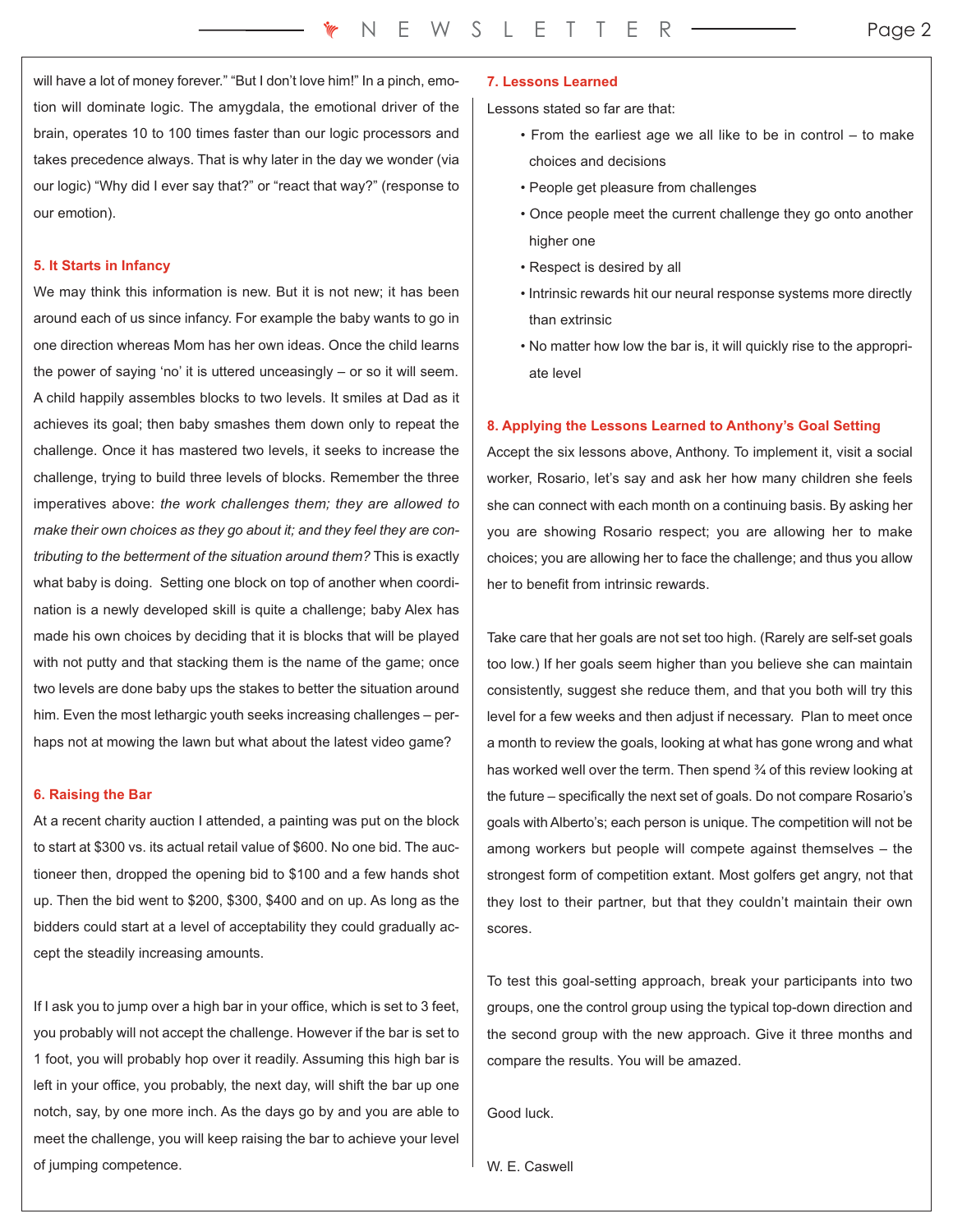will have a lot of money forever." "But I don't love him!" In a pinch, emotion will dominate logic. The amygdala, the emotional driver of the brain, operates 10 to 100 times faster than our logic processors and takes precedence always. That is why later in the day we wonder (via our logic) "Why did I ever say that?" or "react that way?" (response to our emotion).

## 5. It Starts in Infancy

We may think this information is new. But it is not new; it has been around each of us since infancy. For example the baby wants to go in one direction whereas Mom has her own ideas. Once the child learns the power of saying 'no' it is uttered unceasingly – or so it will seem. A child happily assembles blocks to two levels. It smiles at Dad as it achieves its goal; then baby smashes them down only to repeat the challenge. Once it has mastered two levels, it seeks to increase the challenge, trying to build three levels of blocks. Remember the three imperatives above: *the work challenges them; they are allowed to make their own choices as they go about it; and they feel they are contributing to the betterment of the situation around them?* This is exactly what baby is doing. Setting one block on top of another when coordination is a newly developed skill is quite a challenge; baby Alex has made his own choices by deciding that it is blocks that will be played with not putty and that stacking them is the name of the game; once two levels are done baby ups the stakes to better the situation around him. Even the most lethargic youth seeks increasing challenges – perhaps not at mowing the lawn but what about the latest video game?

## 6. Raising the Bar

At a recent charity auction I attended, a painting was put on the block to start at $300 vs. its actual retail value of $600. No one bid. The auctioneer then, dropped the opening bid to $100 and a few hands shot up. Then the bid went to $200, $300, $400 and on up. As long as the bidders could start at a level of acceptability they could gradually accept the steadily increasing amounts.

If I ask you to jump over a high bar in your office, which is set to 3 feet, you probably will not accept the challenge. However if the bar is set to 1 foot, you will probably hop over it readily. Assuming this high bar is left in your office, you probably, the next day, will shift the bar up one notch, say, by one more inch. As the days go by and you are able to meet the challenge, you will keep raising the bar to achieve your level of jumping competence.

## 7. Lessons Learned

Lessons stated so far are that:

- From the earliest age we all like to be in control – to make choices and decisions
- People get pleasure from challenges
- Once people meet the current challenge they go onto another higher one
- Respect is desired by all
- Intrinsic rewards hit our neural response systems more directly than extrinsic
- No matter how low the bar is, it will quickly rise to the appropriate level

## 8. Applying the Lessons Learned to Anthony's Goal Setting

Accept the six lessons above, Anthony. To implement it, visit a social worker, Rosario, let's say and ask her how many children she feels she can connect with each month on a continuing basis. By asking her you are showing Rosario respect; you are allowing her to make choices; you are allowing her to face the challenge; and thus you allow her to benefit from intrinsic rewards.

Take care that her goals are not set too high. (Rarely are self-set goals too low.) If her goals seem higher than you believe she can maintain consistently, suggest she reduce them, and that you both will try this level for a few weeks and then adjust if necessary. Plan to meet once a month to review the goals, looking at what has gone wrong and what has worked well over the term. Then spend ¾ of this review looking at the future – specifically the next set of goals. Do not compare Rosario's goals with Alberto's; each person is unique. The competition will not be among workers but people will compete against themselves – the strongest form of competition extant. Most golfers get angry, not that they lost to their partner, but that they couldn't maintain their own scores.

To test this goal-setting approach, break your participants into two groups, one the control group using the typical top-down direction and the second group with the new approach. Give it three months and compare the results. You will be amazed.

Good luck.

W. E. Caswell